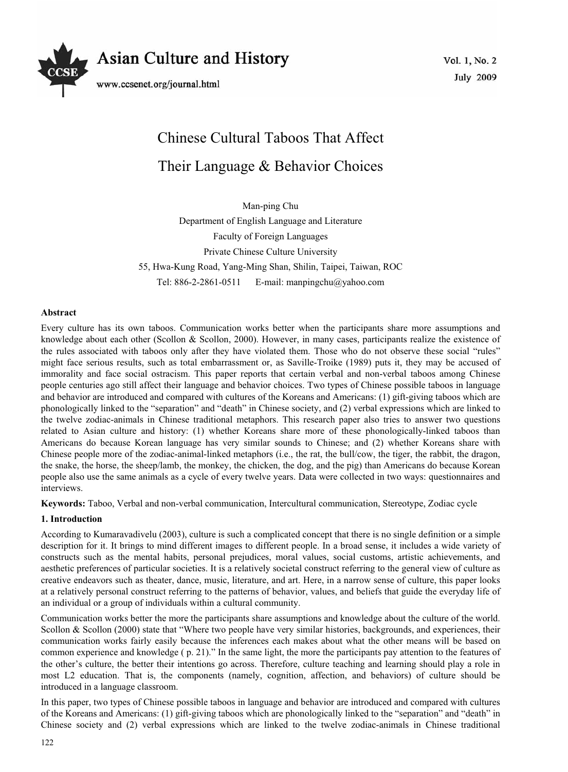# Chinese Cultural Taboos That Affect Their Language & Behavior Choices

Man-ping Chu

Department of English Language and Literature

Faculty of Foreign Languages

Private Chinese Culture University

55, Hwa-Kung Road, Yang-Ming Shan, Shilin, Taipei, Taiwan, ROC

Tel: 886-2-2861-0511 E-mail: manpingchu@yahoo.com

**Abstract**

Every culture has its own taboos. Communication works better when the participants share more assumptions and knowledge about each other (Scollon & Scollon, 2000). However, in many cases, participants realize the existence of the rules associated with taboos only after they have violated them. Those who do not observe these social "rules" might face serious results, such as total embarrassment or, as Saville-Troike (1989) puts it, they may be accused of immorality and face social ostracism. This paper reports that certain verbal and non-verbal taboos among Chinese people centuries ago still affect their language and behavior choices. Two types of Chinese possible taboos in language and behavior are introduced and compared with cultures of the Koreans and Americans: (1) gift-giving taboos which are phonologically linked to the "separation" and "death" in Chinese society, and (2) verbal expressions which are linked to the twelve zodiac-animals in Chinese traditional metaphors. This research paper also tries to answer two questions related to Asian culture and history: (1) whether Koreans share more of these phonologically-linked taboos than Americans do because Korean language has very similar sounds to Chinese; and (2) whether Koreans share with Chinese people more of the zodiac-animal-linked metaphors (i.e., the rat, the bull/cow, the tiger, the rabbit, the dragon, the snake, the horse, the sheep/lamb, the monkey, the chicken, the dog, and the pig) than Americans do because Korean people also use the same animals as a cycle of every twelve years. Data were collected in two ways: questionnaires and interviews.

**Keywords:** Taboo, Verbal and non-verbal communication, Intercultural communication, Stereotype, Zodiac cycle

## 1. Introduction

According to Kumaravadivelu (2003), culture is such a complicated concept that there is no single definition or a simple description for it. It brings to mind different images to different people. In a broad sense, it includes a wide variety of constructs such as the mental habits, personal prejudices, moral values, social customs, artistic achievements, and aesthetic preferences of particular societies. It is a relatively societal construct referring to the general view of culture as creative endeavors such as theater, dance, music, literature, and art. Here, in a narrow sense of culture, this paper looks at a relatively personal construct referring to the patterns of behavior, values, and beliefs that guide the everyday life of an individual or a group of individuals within a cultural community.

Communication works better the more the participants share assumptions and knowledge about the culture of the world. Scollon & Scollon (2000) state that "Where two people have very similar histories, backgrounds, and experiences, their communication works fairly easily because the inferences each makes about what the other means will be based on common experience and knowledge ( p. 21)." In the same light, the more the participants pay attention to the features of the other's culture, the better their intentions go across. Therefore, culture teaching and learning should play a role in most L2 education. That is, the components (namely, cognition, affection, and behaviors) of culture should be introduced in a language classroom.

In this paper, two types of Chinese possible taboos in language and behavior are introduced and compared with cultures of the Koreans and Americans: (1) gift-giving taboos which are phonologically linked to the "separation" and "death" in Chinese society and (2) verbal expressions which are linked to the twelve zodiac-animals in Chinese traditional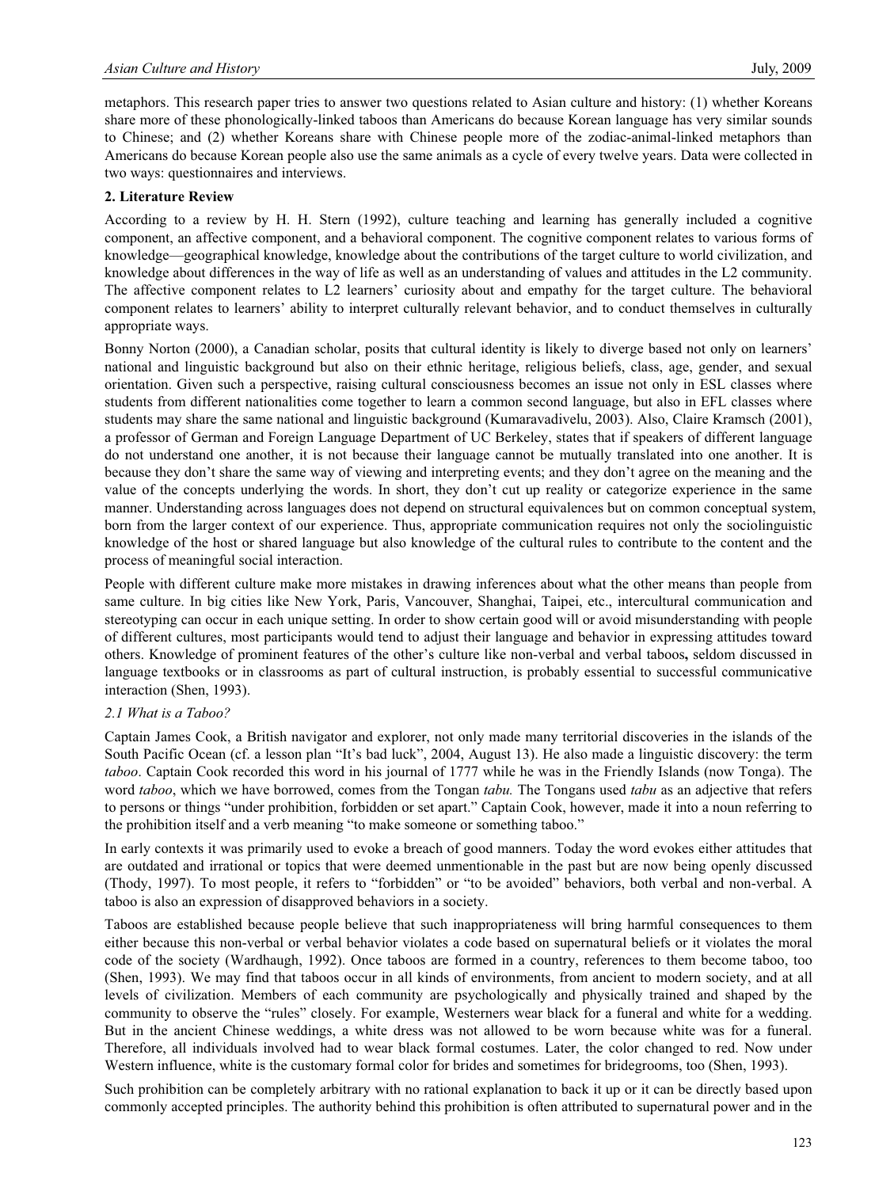metaphors. This research paper tries to answer two questions related to Asian culture and history: (1) whether Koreans share more of these phonologically-linked taboos than Americans do because Korean language has very similar sounds to Chinese; and (2) whether Koreans share with Chinese people more of the zodiac-animal-linked metaphors than Americans do because Korean people also use the same animals as a cycle of every twelve years. Data were collected in two ways: questionnaires and interviews.

## 2. Literature Review

According to a review by H. H. Stern (1992), culture teaching and learning has generally included a cognitive component, an affective component, and a behavioral component. The cognitive component relates to various forms of knowledge—geographical knowledge, knowledge about the contributions of the target culture to world civilization, and knowledge about differences in the way of life as well as an understanding of values and attitudes in the L2 community. The affective component relates to L2 learners' curiosity about and empathy for the target culture. The behavioral component relates to learners' ability to interpret culturally relevant behavior, and to conduct themselves in culturally appropriate ways.

Bonny Norton (2000), a Canadian scholar, posits that cultural identity is likely to diverge based not only on learners' national and linguistic background but also on their ethnic heritage, religious beliefs, class, age, gender, and sexual orientation. Given such a perspective, raising cultural consciousness becomes an issue not only in ESL classes where students from different nationalities come together to learn a common second language, but also in EFL classes where students may share the same national and linguistic background (Kumaravadivelu, 2003). Also, Claire Kramsch (2001), a professor of German and Foreign Language Department of UC Berkeley, states that if speakers of different language do not understand one another, it is not because their language cannot be mutually translated into one another. It is because they don't share the same way of viewing and interpreting events; and they don't agree on the meaning and the value of the concepts underlying the words. In short, they don't cut up reality or categorize experience in the same manner. Understanding across languages does not depend on structural equivalences but on common conceptual system, born from the larger context of our experience. Thus, appropriate communication requires not only the sociolinguistic knowledge of the host or shared language but also knowledge of the cultural rules to contribute to the content and the process of meaningful social interaction.

People with different culture make more mistakes in drawing inferences about what the other means than people from same culture. In big cities like New York, Paris, Vancouver, Shanghai, Taipei, etc., intercultural communication and stereotyping can occur in each unique setting. In order to show certain good will or avoid misunderstanding with people of different cultures, most participants would tend to adjust their language and behavior in expressing attitudes toward others. Knowledge of prominent features of the other's culture like non-verbal and verbal taboos**,** seldom discussed in language textbooks or in classrooms as part of cultural instruction, is probably essential to successful communicative interaction (Shen, 1993).

### *2.1 What is a Taboo?*

Captain James Cook, a British navigator and explorer, not only made many territorial discoveries in the islands of the South Pacific Ocean (cf. a lesson plan "It's bad luck", 2004, August 13). He also made a linguistic discovery: the term *taboo*. Captain Cook recorded this word in his journal of 1777 while he was in the Friendly Islands (now Tonga). The word *taboo*, which we have borrowed, comes from the Tongan *tabu.* The Tongans used *tabu* as an adjective that refers to persons or things "under prohibition, forbidden or set apart." Captain Cook, however, made it into a noun referring to the prohibition itself and a verb meaning "to make someone or something taboo."

In early contexts it was primarily used to evoke a breach of good manners. Today the word evokes either attitudes that are outdated and irrational or topics that were deemed unmentionable in the past but are now being openly discussed (Thody, 1997). To most people, it refers to "forbidden" or "to be avoided" behaviors, both verbal and non-verbal. A taboo is also an expression of disapproved behaviors in a society.

Taboos are established because people believe that such inappropriateness will bring harmful consequences to them either because this non-verbal or verbal behavior violates a code based on supernatural beliefs or it violates the moral code of the society (Wardhaugh, 1992). Once taboos are formed in a country, references to them become taboo, too (Shen, 1993). We may find that taboos occur in all kinds of environments, from ancient to modern society, and at all levels of civilization. Members of each community are psychologically and physically trained and shaped by the community to observe the "rules" closely. For example, Westerners wear black for a funeral and white for a wedding. But in the ancient Chinese weddings, a white dress was not allowed to be worn because white was for a funeral. Therefore, all individuals involved had to wear black formal costumes. Later, the color changed to red. Now under Western influence, white is the customary formal color for brides and sometimes for bridegrooms, too (Shen, 1993).

Such prohibition can be completely arbitrary with no rational explanation to back it up or it can be directly based upon commonly accepted principles. The authority behind this prohibition is often attributed to supernatural power and in the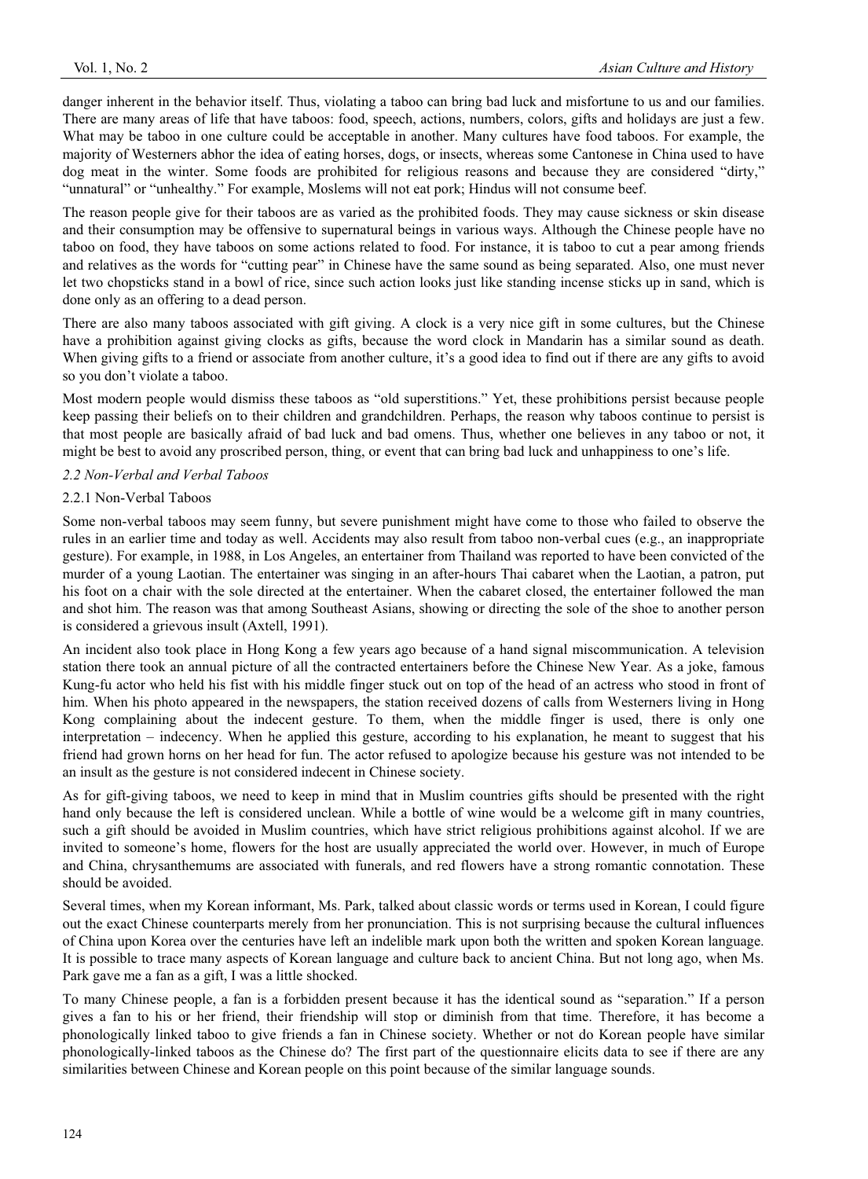danger inherent in the behavior itself. Thus, violating a taboo can bring bad luck and misfortune to us and our families. There are many areas of life that have taboos: food, speech, actions, numbers, colors, gifts and holidays are just a few. What may be taboo in one culture could be acceptable in another. Many cultures have food taboos. For example, the majority of Westerners abhor the idea of eating horses, dogs, or insects, whereas some Cantonese in China used to have dog meat in the winter. Some foods are prohibited for religious reasons and because they are considered "dirty," "unnatural" or "unhealthy." For example, Moslems will not eat pork; Hindus will not consume beef.

The reason people give for their taboos are as varied as the prohibited foods. They may cause sickness or skin disease and their consumption may be offensive to supernatural beings in various ways. Although the Chinese people have no taboo on food, they have taboos on some actions related to food. For instance, it is taboo to cut a pear among friends and relatives as the words for "cutting pear" in Chinese have the same sound as being separated. Also, one must never let two chopsticks stand in a bowl of rice, since such action looks just like standing incense sticks up in sand, which is done only as an offering to a dead person.

There are also many taboos associated with gift giving. A clock is a very nice gift in some cultures, but the Chinese have a prohibition against giving clocks as gifts, because the word clock in Mandarin has a similar sound as death. When giving gifts to a friend or associate from another culture, it's a good idea to find out if there are any gifts to avoid so you don't violate a taboo.

Most modern people would dismiss these taboos as "old superstitions." Yet, these prohibitions persist because people keep passing their beliefs on to their children and grandchildren. Perhaps, the reason why taboos continue to persist is that most people are basically afraid of bad luck and bad omens. Thus, whether one believes in any taboo or not, it might be best to avoid any proscribed person, thing, or event that can bring bad luck and unhappiness to one's life.

### *2.2 Non-Verbal and Verbal Taboos*

#### 2.2.1 Non-Verbal Taboos

Some non-verbal taboos may seem funny, but severe punishment might have come to those who failed to observe the rules in an earlier time and today as well. Accidents may also result from taboo non-verbal cues (e.g., an inappropriate gesture). For example, in 1988, in Los Angeles, an entertainer from Thailand was reported to have been convicted of the murder of a young Laotian. The entertainer was singing in an after-hours Thai cabaret when the Laotian, a patron, put his foot on a chair with the sole directed at the entertainer. When the cabaret closed, the entertainer followed the man and shot him. The reason was that among Southeast Asians, showing or directing the sole of the shoe to another person is considered a grievous insult (Axtell, 1991).

An incident also took place in Hong Kong a few years ago because of a hand signal miscommunication. A television station there took an annual picture of all the contracted entertainers before the Chinese New Year. As a joke, famous Kung-fu actor who held his fist with his middle finger stuck out on top of the head of an actress who stood in front of him. When his photo appeared in the newspapers, the station received dozens of calls from Westerners living in Hong Kong complaining about the indecent gesture. To them, when the middle finger is used, there is only one interpretation – indecency. When he applied this gesture, according to his explanation, he meant to suggest that his friend had grown horns on her head for fun. The actor refused to apologize because his gesture was not intended to be an insult as the gesture is not considered indecent in Chinese society.

As for gift-giving taboos, we need to keep in mind that in Muslim countries gifts should be presented with the right hand only because the left is considered unclean. While a bottle of wine would be a welcome gift in many countries, such a gift should be avoided in Muslim countries, which have strict religious prohibitions against alcohol. If we are invited to someone's home, flowers for the host are usually appreciated the world over. However, in much of Europe and China, chrysanthemums are associated with funerals, and red flowers have a strong romantic connotation. These should be avoided.

Several times, when my Korean informant, Ms. Park, talked about classic words or terms used in Korean, I could figure out the exact Chinese counterparts merely from her pronunciation. This is not surprising because the cultural influences of China upon Korea over the centuries have left an indelible mark upon both the written and spoken Korean language. It is possible to trace many aspects of Korean language and culture back to ancient China. But not long ago, when Ms. Park gave me a fan as a gift, I was a little shocked.

To many Chinese people, a fan is a forbidden present because it has the identical sound as "separation." If a person gives a fan to his or her friend, their friendship will stop or diminish from that time. Therefore, it has become a phonologically linked taboo to give friends a fan in Chinese society. Whether or not do Korean people have similar phonologically-linked taboos as the Chinese do? The first part of the questionnaire elicits data to see if there are any similarities between Chinese and Korean people on this point because of the similar language sounds.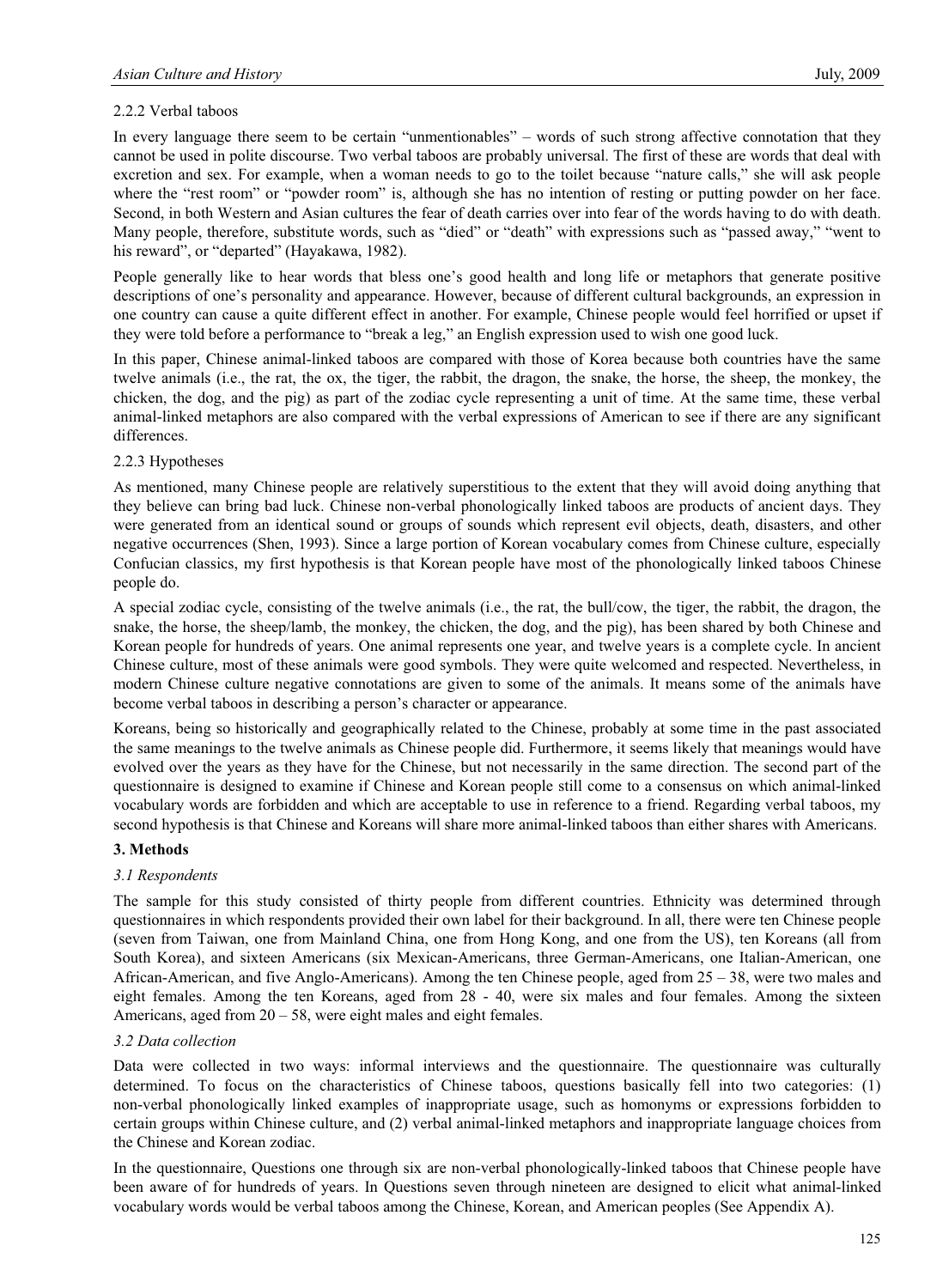2.2.2 Verbal taboos

In every language there seem to be certain "unmentionables" – words of such strong affective connotation that they cannot be used in polite discourse. Two verbal taboos are probably universal. The first of these are words that deal with excretion and sex. For example, when a woman needs to go to the toilet because "nature calls," she will ask people where the "rest room" or "powder room" is, although she has no intention of resting or putting powder on her face. Second, in both Western and Asian cultures the fear of death carries over into fear of the words having to do with death. Many people, therefore, substitute words, such as "died" or "death" with expressions such as "passed away," "went to his reward", or "departed" (Hayakawa, 1982).

People generally like to hear words that bless one's good health and long life or metaphors that generate positive descriptions of one's personality and appearance. However, because of different cultural backgrounds, an expression in one country can cause a quite different effect in another. For example, Chinese people would feel horrified or upset if they were told before a performance to "break a leg," an English expression used to wish one good luck.

In this paper, Chinese animal-linked taboos are compared with those of Korea because both countries have the same twelve animals (i.e., the rat, the ox, the tiger, the rabbit, the dragon, the snake, the horse, the sheep, the monkey, the chicken, the dog, and the pig) as part of the zodiac cycle representing a unit of time. At the same time, these verbal animal-linked metaphors are also compared with the verbal expressions of American to see if there are any significant differences.

2.2.3 Hypotheses

As mentioned, many Chinese people are relatively superstitious to the extent that they will avoid doing anything that they believe can bring bad luck. Chinese non-verbal phonologically linked taboos are products of ancient days. They were generated from an identical sound or groups of sounds which represent evil objects, death, disasters, and other negative occurrences (Shen, 1993). Since a large portion of Korean vocabulary comes from Chinese culture, especially Confucian classics, my first hypothesis is that Korean people have most of the phonologically linked taboos Chinese people do.

A special zodiac cycle, consisting of the twelve animals (i.e., the rat, the bull/cow, the tiger, the rabbit, the dragon, the snake, the horse, the sheep/lamb, the monkey, the chicken, the dog, and the pig), has been shared by both Chinese and Korean people for hundreds of years. One animal represents one year, and twelve years is a complete cycle. In ancient Chinese culture, most of these animals were good symbols. They were quite welcomed and respected. Nevertheless, in modern Chinese culture negative connotations are given to some of the animals. It means some of the animals have become verbal taboos in describing a person's character or appearance.

Koreans, being so historically and geographically related to the Chinese, probably at some time in the past associated the same meanings to the twelve animals as Chinese people did. Furthermore, it seems likely that meanings would have evolved over the years as they have for the Chinese, but not necessarily in the same direction. The second part of the questionnaire is designed to examine if Chinese and Korean people still come to a consensus on which animal-linked vocabulary words are forbidden and which are acceptable to use in reference to a friend. Regarding verbal taboos, my second hypothesis is that Chinese and Koreans will share more animal-linked taboos than either shares with Americans.

## 3. Methods

### *3.1 Respondents*

The sample for this study consisted of thirty people from different countries. Ethnicity was determined through questionnaires in which respondents provided their own label for their background. In all, there were ten Chinese people (seven from Taiwan, one from Mainland China, one from Hong Kong, and one from the US), ten Koreans (all from South Korea), and sixteen Americans (six Mexican-Americans, three German-Americans, one Italian-American, one African-American, and five Anglo-Americans). Among the ten Chinese people, aged from 25 – 38, were two males and eight females. Among the ten Koreans, aged from 28 - 40, were six males and four females. Among the sixteen Americans, aged from 20 – 58, were eight males and eight females.

### *3.2 Data collection*

Data were collected in two ways: informal interviews and the questionnaire. The questionnaire was culturally determined. To focus on the characteristics of Chinese taboos, questions basically fell into two categories: (1) non-verbal phonologically linked examples of inappropriate usage, such as homonyms or expressions forbidden to certain groups within Chinese culture, and (2) verbal animal-linked metaphors and inappropriate language choices from the Chinese and Korean zodiac.

In the questionnaire, Questions one through six are non-verbal phonologically-linked taboos that Chinese people have been aware of for hundreds of years. In Questions seven through nineteen are designed to elicit what animal-linked vocabulary words would be verbal taboos among the Chinese, Korean, and American peoples (See Appendix A).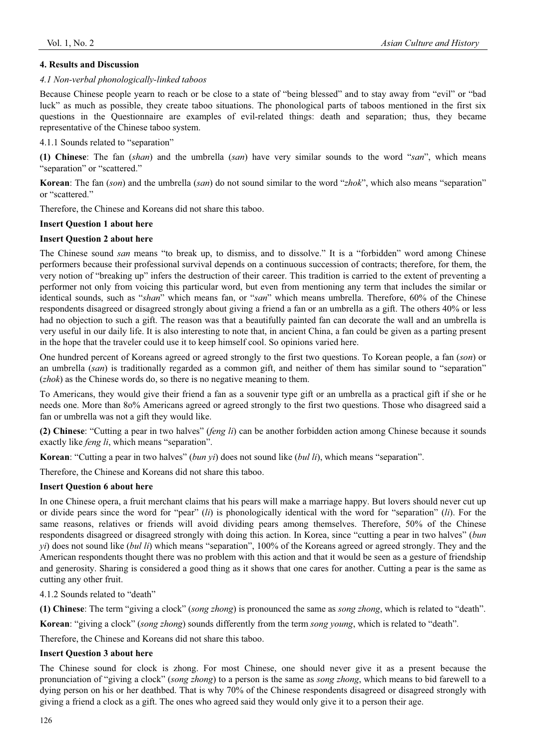## 4. Results and Discussion

### *4.1 Non-verbal phonologically-linked taboos*

Because Chinese people yearn to reach or be close to a state of "being blessed" and to stay away from "evil" or "bad luck" as much as possible, they create taboo situations. The phonological parts of taboos mentioned in the first six questions in the Questionnaire are examples of evil-related things: death and separation; thus, they became representative of the Chinese taboo system.

#### 4.1.1 Sounds related to "separation"

**(1) Chinese**: The fan (*shan*) and the umbrella (*san*) have very similar sounds to the word "*san*", which means "separation" or "scattered."

**Korean**: The fan (*son*) and the umbrella (*san*) do not sound similar to the word "*zhok*", which also means "separation" or "scattered."

Therefore, the Chinese and Koreans did not share this taboo.

**Insert Question 1 about here**

**Insert Question 2 about here**

The Chinese sound *san* means "to break up, to dismiss, and to dissolve." It is a "forbidden" word among Chinese performers because their professional survival depends on a continuous succession of contracts; therefore, for them, the very notion of "breaking up" infers the destruction of their career. This tradition is carried to the extent of preventing a performer not only from voicing this particular word, but even from mentioning any term that includes the similar or identical sounds, such as "*shan*" which means fan, or "*san*" which means umbrella. Therefore, 60% of the Chinese respondents disagreed or disagreed strongly about giving a friend a fan or an umbrella as a gift. The others 40% or less had no objection to such a gift. The reason was that a beautifully painted fan can decorate the wall and an umbrella is very useful in our daily life. It is also interesting to note that, in ancient China, a fan could be given as a parting present in the hope that the traveler could use it to keep himself cool. So opinions varied here.

One hundred percent of Koreans agreed or agreed strongly to the first two questions. To Korean people, a fan (*son*) or an umbrella (*san*) is traditionally regarded as a common gift, and neither of them has similar sound to "separation" (*zhok*) as the Chinese words do, so there is no negative meaning to them.

To Americans, they would give their friend a fan as a souvenir type gift or an umbrella as a practical gift if she or he needs one. More than 8o% Americans agreed or agreed strongly to the first two questions. Those who disagreed said a fan or umbrella was not a gift they would like.

**(2) Chinese**: "Cutting a pear in two halves" (*feng li*) can be another forbidden action among Chinese because it sounds exactly like *feng li*, which means "separation".

**Korean**: "Cutting a pear in two halves" (*bun yi*) does not sound like (*bul li*), which means "separation".

Therefore, the Chinese and Koreans did not share this taboo.

**Insert Question 6 about here**

In one Chinese opera, a fruit merchant claims that his pears will make a marriage happy. But lovers should never cut up or divide pears since the word for "pear" (*li*) is phonologically identical with the word for "separation" (*li*). For the same reasons, relatives or friends will avoid dividing pears among themselves. Therefore, 50% of the Chinese respondents disagreed or disagreed strongly with doing this action. In Korea, since "cutting a pear in two halves" (*bun yi*) does not sound like (*bul li*) which means "separation", 100% of the Koreans agreed or agreed strongly. They and the American respondents thought there was no problem with this action and that it would be seen as a gesture of friendship and generosity. Sharing is considered a good thing as it shows that one cares for another. Cutting a pear is the same as cutting any other fruit.

#### 4.1.2 Sounds related to "death"

**(1) Chinese**: The term "giving a clock" (*song zhong*) is pronounced the same as *song zhong*, which is related to "death".

**Korean**: "giving a clock" (*song zhong*) sounds differently from the term *song young*, which is related to "death".

Therefore, the Chinese and Koreans did not share this taboo.

**Insert Question 3 about here**

The Chinese sound for clock is zhong. For most Chinese, one should never give it as a present because the pronunciation of "giving a clock" (*song zhong*) to a person is the same as *song zhong*, which means to bid farewell to a dying person on his or her deathbed. That is why 70% of the Chinese respondents disagreed or disagreed strongly with giving a friend a clock as a gift. The ones who agreed said they would only give it to a person their age.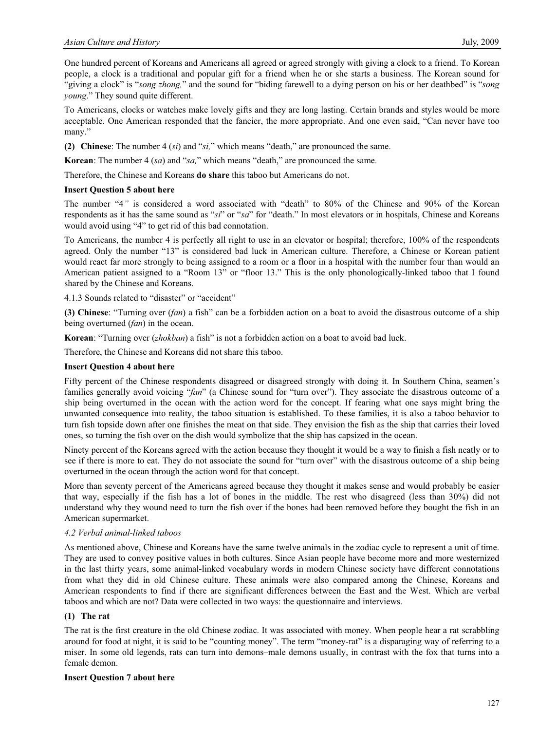One hundred percent of Koreans and Americans all agreed or agreed strongly with giving a clock to a friend. To Korean people, a clock is a traditional and popular gift for a friend when he or she starts a business. The Korean sound for "giving a clock" is "*song zhong,*" and the sound for "biding farewell to a dying person on his or her deathbed" is "*song young*." They sound quite different.

To Americans, clocks or watches make lovely gifts and they are long lasting. Certain brands and styles would be more acceptable. One American responded that the fancier, the more appropriate. And one even said, "Can never have too many."

**(2) Chinese**: The number 4 (*si*) and "*si,*" which means "death," are pronounced the same.

**Korean**: The number 4 (*sa*) and "*sa,*" which means "death," are pronounced the same.

Therefore, the Chinese and Koreans **do share** this taboo but Americans do not.

**Insert Question 5 about here**

The number "4*"* is considered a word associated with "death" to 80% of the Chinese and 90% of the Korean respondents as it has the same sound as "*si*" or "*sa*" for "death." In most elevators or in hospitals, Chinese and Koreans would avoid using "4" to get rid of this bad connotation.

To Americans, the number 4 is perfectly all right to use in an elevator or hospital; therefore, 100% of the respondents agreed. Only the number "13" is considered bad luck in American culture. Therefore, a Chinese or Korean patient would react far more strongly to being assigned to a room or a floor in a hospital with the number four than would an American patient assigned to a "Room 13" or "floor 13." This is the only phonologically-linked taboo that I found shared by the Chinese and Koreans.

4.1.3 Sounds related to "disaster" or "accident"

**(3) Chinese**: "Turning over (*fan*) a fish" can be a forbidden action on a boat to avoid the disastrous outcome of a ship being overturned (*fan*) in the ocean.

**Korean**: "Turning over (*zhokban*) a fish" is not a forbidden action on a boat to avoid bad luck.

Therefore, the Chinese and Koreans did not share this taboo.

**Insert Question 4 about here**

Fifty percent of the Chinese respondents disagreed or disagreed strongly with doing it. In Southern China, seamen's families generally avoid voicing "*fan*" (a Chinese sound for "turn over"). They associate the disastrous outcome of a ship being overturned in the ocean with the action word for the concept. If fearing what one says might bring the unwanted consequence into reality, the taboo situation is established. To these families, it is also a taboo behavior to turn fish topside down after one finishes the meat on that side. They envision the fish as the ship that carries their loved ones, so turning the fish over on the dish would symbolize that the ship has capsized in the ocean.

Ninety percent of the Koreans agreed with the action because they thought it would be a way to finish a fish neatly or to see if there is more to eat. They do not associate the sound for "turn over" with the disastrous outcome of a ship being overturned in the ocean through the action word for that concept.

More than seventy percent of the Americans agreed because they thought it makes sense and would probably be easier that way, especially if the fish has a lot of bones in the middle. The rest who disagreed (less than 30%) did not understand why they wound need to turn the fish over if the bones had been removed before they bought the fish in an American supermarket.

*4.2 Verbal animal-linked taboos*

As mentioned above, Chinese and Koreans have the same twelve animals in the zodiac cycle to represent a unit of time. They are used to convey positive values in both cultures. Since Asian people have become more and more westernized in the last thirty years, some animal-linked vocabulary words in modern Chinese society have different connotations from what they did in old Chinese culture. These animals were also compared among the Chinese, Koreans and American respondents to find if there are significant differences between the East and the West. Which are verbal taboos and which are not? Data were collected in two ways: the questionnaire and interviews.

**(1) The rat**

The rat is the first creature in the old Chinese zodiac. It was associated with money. When people hear a rat scrabbling around for food at night, it is said to be "counting money". The term "money-rat" is a disparaging way of referring to a miser. In some old legends, rats can turn into demons–male demons usually, in contrast with the fox that turns into a female demon.

**Insert Question 7 about here**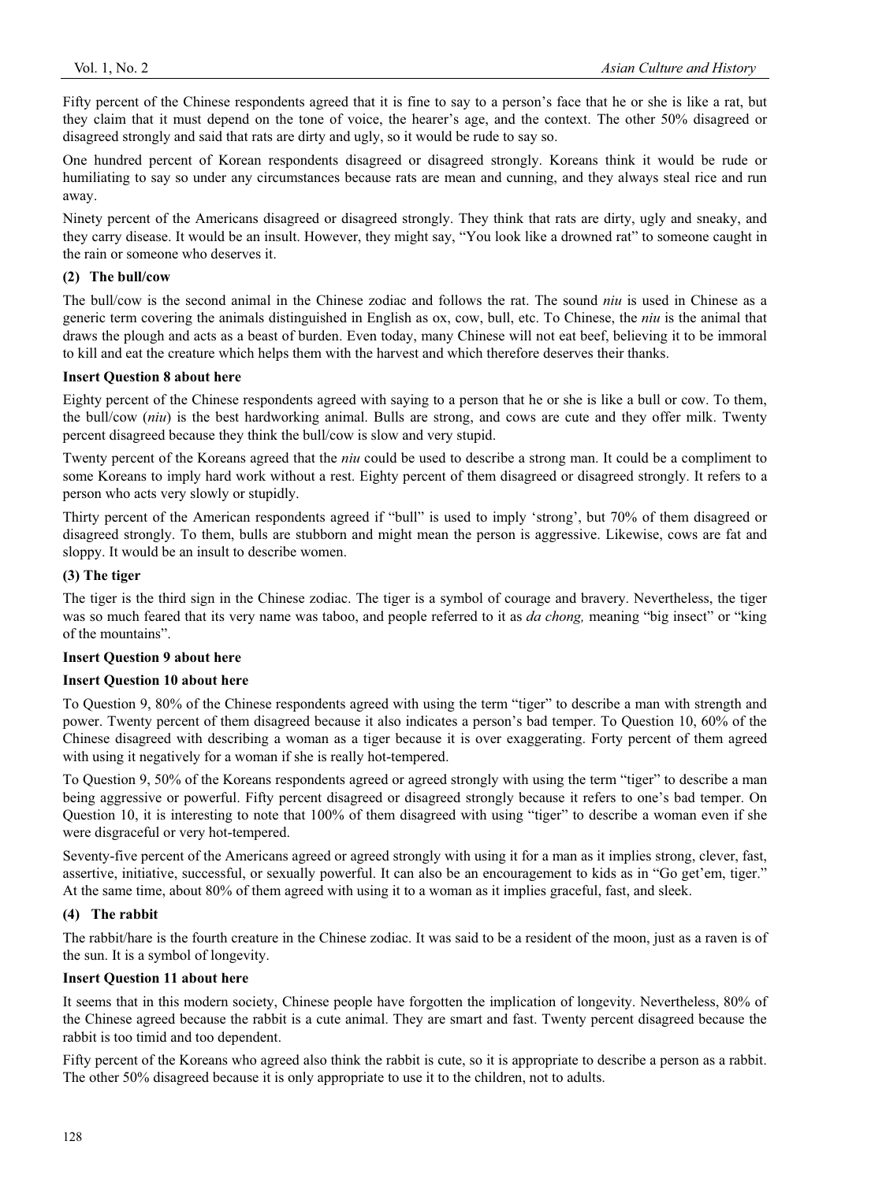Fifty percent of the Chinese respondents agreed that it is fine to say to a person's face that he or she is like a rat, but they claim that it must depend on the tone of voice, the hearer's age, and the context. The other 50% disagreed or disagreed strongly and said that rats are dirty and ugly, so it would be rude to say so.

One hundred percent of Korean respondents disagreed or disagreed strongly. Koreans think it would be rude or humiliating to say so under any circumstances because rats are mean and cunning, and they always steal rice and run away.

Ninety percent of the Americans disagreed or disagreed strongly. They think that rats are dirty, ugly and sneaky, and they carry disease. It would be an insult. However, they might say, "You look like a drowned rat" to someone caught in the rain or someone who deserves it.

#### (2) The bull/cow

The bull/cow is the second animal in the Chinese zodiac and follows the rat. The sound *niu* is used in Chinese as a generic term covering the animals distinguished in English as ox, cow, bull, etc. To Chinese, the *niu* is the animal that draws the plough and acts as a beast of burden. Even today, many Chinese will not eat beef, believing it to be immoral to kill and eat the creature which helps them with the harvest and which therefore deserves their thanks.

**Insert Question 8 about here**

Eighty percent of the Chinese respondents agreed with saying to a person that he or she is like a bull or cow. To them, the bull/cow (*niu*) is the best hardworking animal. Bulls are strong, and cows are cute and they offer milk. Twenty percent disagreed because they think the bull/cow is slow and very stupid.

Twenty percent of the Koreans agreed that the *niu* could be used to describe a strong man. It could be a compliment to some Koreans to imply hard work without a rest. Eighty percent of them disagreed or disagreed strongly. It refers to a person who acts very slowly or stupidly.

Thirty percent of the American respondents agreed if "bull" is used to imply 'strong', but 70% of them disagreed or disagreed strongly. To them, bulls are stubborn and might mean the person is aggressive. Likewise, cows are fat and sloppy. It would be an insult to describe women.

#### (3) The tiger

The tiger is the third sign in the Chinese zodiac. The tiger is a symbol of courage and bravery. Nevertheless, the tiger was so much feared that its very name was taboo, and people referred to it as *da chong,* meaning "big insect" or "king of the mountains".

**Insert Question 9 about here**

**Insert Question 10 about here**

To Question 9, 80% of the Chinese respondents agreed with using the term "tiger" to describe a man with strength and power. Twenty percent of them disagreed because it also indicates a person's bad temper. To Question 10, 60% of the Chinese disagreed with describing a woman as a tiger because it is over exaggerating. Forty percent of them agreed with using it negatively for a woman if she is really hot-tempered.

To Question 9, 50% of the Koreans respondents agreed or agreed strongly with using the term "tiger" to describe a man being aggressive or powerful. Fifty percent disagreed or disagreed strongly because it refers to one's bad temper. On Question 10, it is interesting to note that 100% of them disagreed with using "tiger" to describe a woman even if she were disgraceful or very hot-tempered.

Seventy-five percent of the Americans agreed or agreed strongly with using it for a man as it implies strong, clever, fast, assertive, initiative, successful, or sexually powerful. It can also be an encouragement to kids as in "Go get'em, tiger." At the same time, about 80% of them agreed with using it to a woman as it implies graceful, fast, and sleek.

#### (4) The rabbit

The rabbit/hare is the fourth creature in the Chinese zodiac. It was said to be a resident of the moon, just as a raven is of the sun. It is a symbol of longevity.

**Insert Question 11 about here**

It seems that in this modern society, Chinese people have forgotten the implication of longevity. Nevertheless, 80% of the Chinese agreed because the rabbit is a cute animal. They are smart and fast. Twenty percent disagreed because the rabbit is too timid and too dependent.

Fifty percent of the Koreans who agreed also think the rabbit is cute, so it is appropriate to describe a person as a rabbit. The other 50% disagreed because it is only appropriate to use it to the children, not to adults.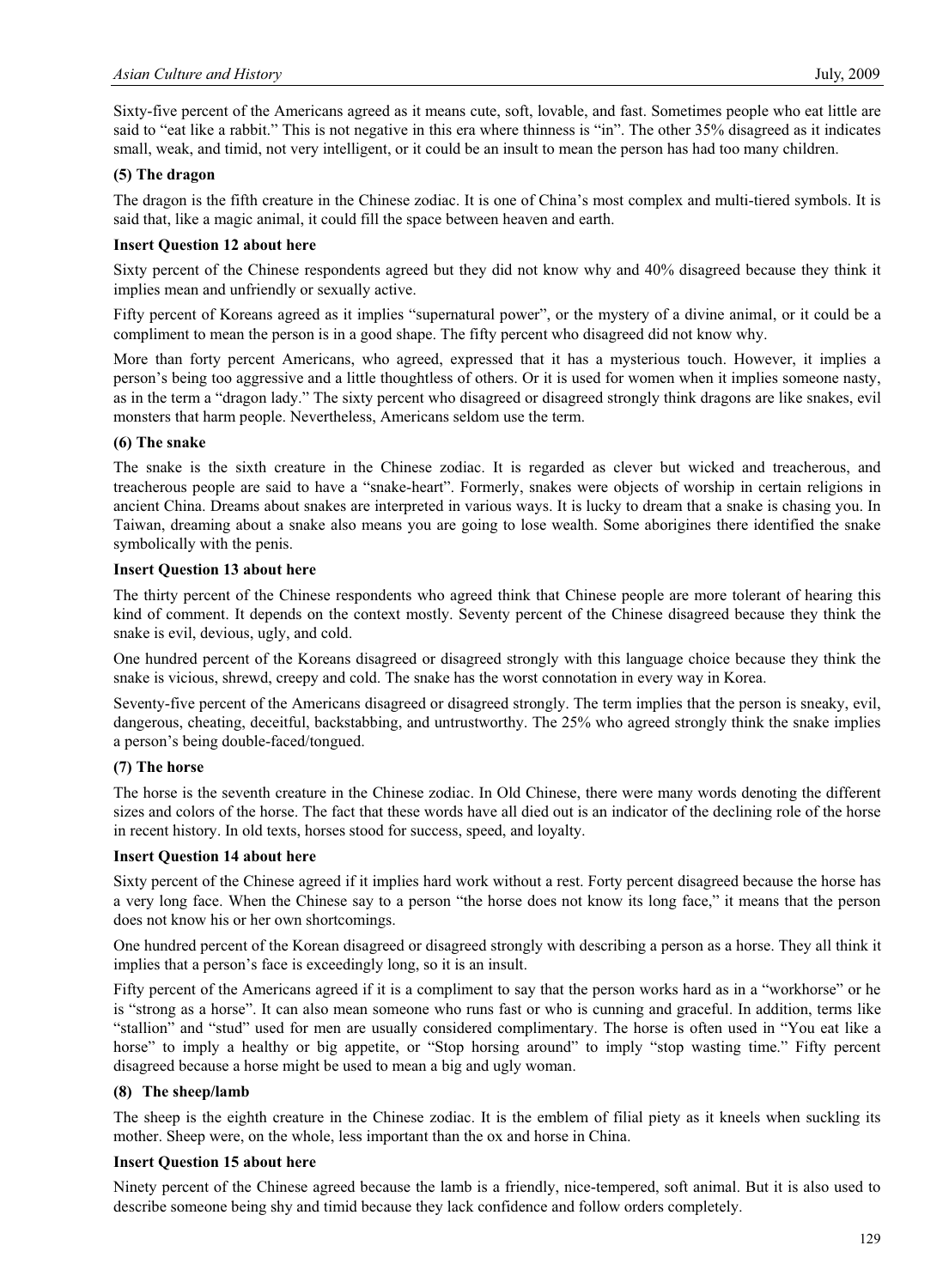Sixty-five percent of the Americans agreed as it means cute, soft, lovable, and fast. Sometimes people who eat little are said to "eat like a rabbit." This is not negative in this era where thinness is "in". The other 35% disagreed as it indicates small, weak, and timid, not very intelligent, or it could be an insult to mean the person has had too many children.

**(5) The dragon**

The dragon is the fifth creature in the Chinese zodiac. It is one of China's most complex and multi-tiered symbols. It is said that, like a magic animal, it could fill the space between heaven and earth.

**Insert Question 12 about here**

Sixty percent of the Chinese respondents agreed but they did not know why and 40% disagreed because they think it implies mean and unfriendly or sexually active.

Fifty percent of Koreans agreed as it implies "supernatural power", or the mystery of a divine animal, or it could be a compliment to mean the person is in a good shape. The fifty percent who disagreed did not know why.

More than forty percent Americans, who agreed, expressed that it has a mysterious touch. However, it implies a person's being too aggressive and a little thoughtless of others. Or it is used for women when it implies someone nasty, as in the term a "dragon lady." The sixty percent who disagreed or disagreed strongly think dragons are like snakes, evil monsters that harm people. Nevertheless, Americans seldom use the term.

**(6) The snake**

The snake is the sixth creature in the Chinese zodiac. It is regarded as clever but wicked and treacherous, and treacherous people are said to have a "snake-heart". Formerly, snakes were objects of worship in certain religions in ancient China. Dreams about snakes are interpreted in various ways. It is lucky to dream that a snake is chasing you. In Taiwan, dreaming about a snake also means you are going to lose wealth. Some aborigines there identified the snake symbolically with the penis.

**Insert Question 13 about here**

The thirty percent of the Chinese respondents who agreed think that Chinese people are more tolerant of hearing this kind of comment. It depends on the context mostly. Seventy percent of the Chinese disagreed because they think the snake is evil, devious, ugly, and cold.

One hundred percent of the Koreans disagreed or disagreed strongly with this language choice because they think the snake is vicious, shrewd, creepy and cold. The snake has the worst connotation in every way in Korea.

Seventy-five percent of the Americans disagreed or disagreed strongly. The term implies that the person is sneaky, evil, dangerous, cheating, deceitful, backstabbing, and untrustworthy. The 25% who agreed strongly think the snake implies a person's being double-faced/tongued.

**(7) The horse**

The horse is the seventh creature in the Chinese zodiac. In Old Chinese, there were many words denoting the different sizes and colors of the horse. The fact that these words have all died out is an indicator of the declining role of the horse in recent history. In old texts, horses stood for success, speed, and loyalty.

**Insert Question 14 about here**

Sixty percent of the Chinese agreed if it implies hard work without a rest. Forty percent disagreed because the horse has a very long face. When the Chinese say to a person "the horse does not know its long face," it means that the person does not know his or her own shortcomings.

One hundred percent of the Korean disagreed or disagreed strongly with describing a person as a horse. They all think it implies that a person's face is exceedingly long, so it is an insult.

Fifty percent of the Americans agreed if it is a compliment to say that the person works hard as in a "workhorse" or he is "strong as a horse". It can also mean someone who runs fast or who is cunning and graceful. In addition, terms like "stallion" and "stud" used for men are usually considered complimentary. The horse is often used in "You eat like a horse" to imply a healthy or big appetite, or "Stop horsing around" to imply "stop wasting time." Fifty percent disagreed because a horse might be used to mean a big and ugly woman.

**(8) The sheep/lamb**

The sheep is the eighth creature in the Chinese zodiac. It is the emblem of filial piety as it kneels when suckling its mother. Sheep were, on the whole, less important than the ox and horse in China.

**Insert Question 15 about here**

Ninety percent of the Chinese agreed because the lamb is a friendly, nice-tempered, soft animal. But it is also used to describe someone being shy and timid because they lack confidence and follow orders completely.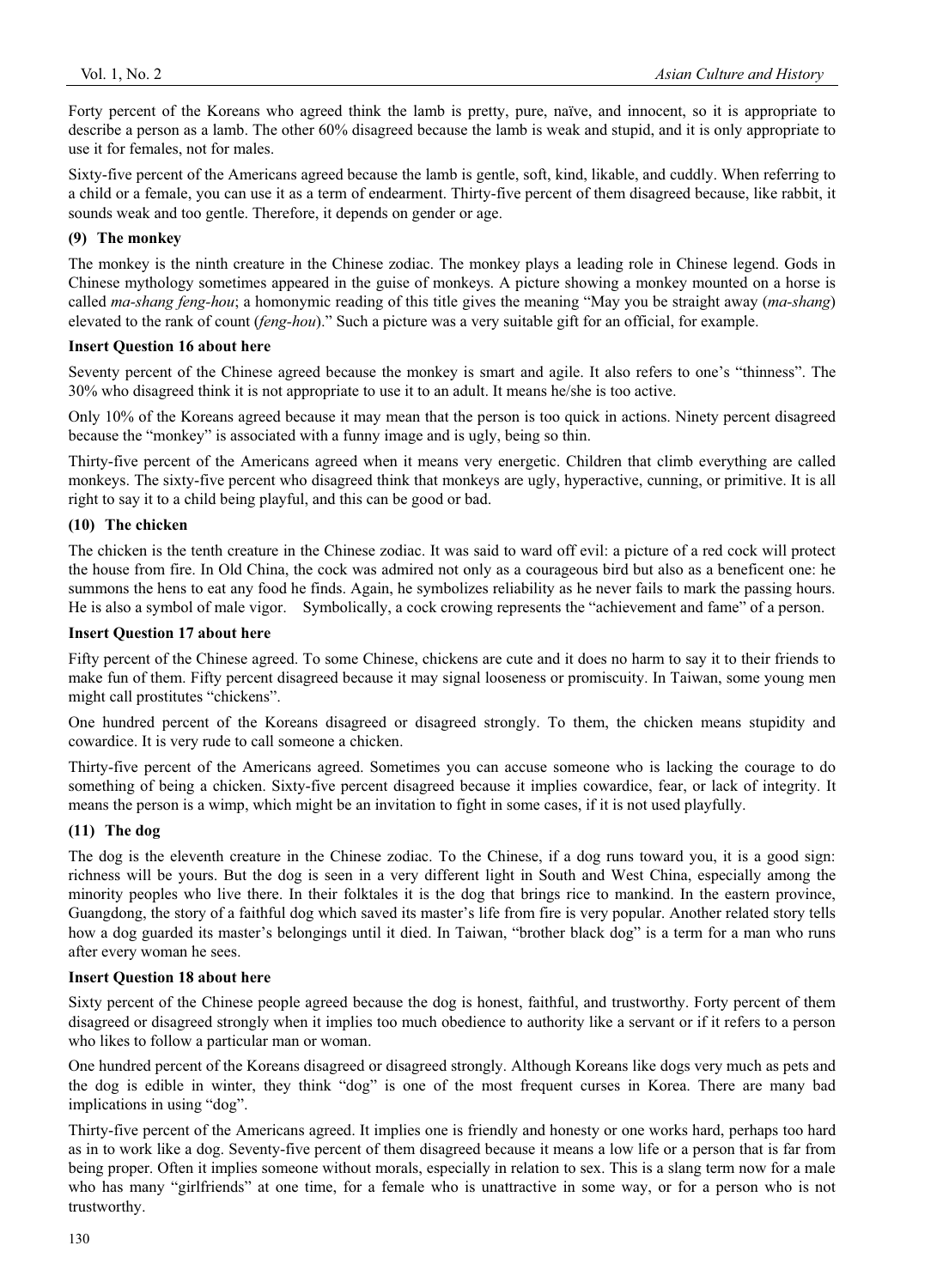Forty percent of the Koreans who agreed think the lamb is pretty, pure, naïve, and innocent, so it is appropriate to describe a person as a lamb. The other 60% disagreed because the lamb is weak and stupid, and it is only appropriate to use it for females, not for males.

Sixty-five percent of the Americans agreed because the lamb is gentle, soft, kind, likable, and cuddly. When referring to a child or a female, you can use it as a term of endearment. Thirty-five percent of them disagreed because, like rabbit, it sounds weak and too gentle. Therefore, it depends on gender or age.

### (9) The monkey

The monkey is the ninth creature in the Chinese zodiac. The monkey plays a leading role in Chinese legend. Gods in Chinese mythology sometimes appeared in the guise of monkeys. A picture showing a monkey mounted on a horse is called *ma-shang feng-hou*; a homonymic reading of this title gives the meaning "May you be straight away (*ma-shang*) elevated to the rank of count (*feng-hou*)." Such a picture was a very suitable gift for an official, for example.

**Insert Question 16 about here**

Seventy percent of the Chinese agreed because the monkey is smart and agile. It also refers to one's "thinness". The 30% who disagreed think it is not appropriate to use it to an adult. It means he/she is too active.

Only 10% of the Koreans agreed because it may mean that the person is too quick in actions. Ninety percent disagreed because the "monkey" is associated with a funny image and is ugly, being so thin.

Thirty-five percent of the Americans agreed when it means very energetic. Children that climb everything are called monkeys. The sixty-five percent who disagreed think that monkeys are ugly, hyperactive, cunning, or primitive. It is all right to say it to a child being playful, and this can be good or bad.

### (10) The chicken

The chicken is the tenth creature in the Chinese zodiac. It was said to ward off evil: a picture of a red cock will protect the house from fire. In Old China, the cock was admired not only as a courageous bird but also as a beneficent one: he summons the hens to eat any food he finds. Again, he symbolizes reliability as he never fails to mark the passing hours. He is also a symbol of male vigor. Symbolically, a cock crowing represents the "achievement and fame" of a person.

**Insert Question 17 about here**

Fifty percent of the Chinese agreed. To some Chinese, chickens are cute and it does no harm to say it to their friends to make fun of them. Fifty percent disagreed because it may signal looseness or promiscuity. In Taiwan, some young men might call prostitutes "chickens".

One hundred percent of the Koreans disagreed or disagreed strongly. To them, the chicken means stupidity and cowardice. It is very rude to call someone a chicken.

Thirty-five percent of the Americans agreed. Sometimes you can accuse someone who is lacking the courage to do something of being a chicken. Sixty-five percent disagreed because it implies cowardice, fear, or lack of integrity. It means the person is a wimp, which might be an invitation to fight in some cases, if it is not used playfully.

### (11) The dog

The dog is the eleventh creature in the Chinese zodiac. To the Chinese, if a dog runs toward you, it is a good sign: richness will be yours. But the dog is seen in a very different light in South and West China, especially among the minority peoples who live there. In their folktales it is the dog that brings rice to mankind. In the eastern province, Guangdong, the story of a faithful dog which saved its master's life from fire is very popular. Another related story tells how a dog guarded its master's belongings until it died. In Taiwan, "brother black dog" is a term for a man who runs after every woman he sees.

**Insert Question 18 about here**

Sixty percent of the Chinese people agreed because the dog is honest, faithful, and trustworthy. Forty percent of them disagreed or disagreed strongly when it implies too much obedience to authority like a servant or if it refers to a person who likes to follow a particular man or woman.

One hundred percent of the Koreans disagreed or disagreed strongly. Although Koreans like dogs very much as pets and the dog is edible in winter, they think "dog" is one of the most frequent curses in Korea. There are many bad implications in using "dog".

Thirty-five percent of the Americans agreed. It implies one is friendly and honesty or one works hard, perhaps too hard as in to work like a dog. Seventy-five percent of them disagreed because it means a low life or a person that is far from being proper. Often it implies someone without morals, especially in relation to sex. This is a slang term now for a male who has many "girlfriends" at one time, for a female who is unattractive in some way, or for a person who is not trustworthy.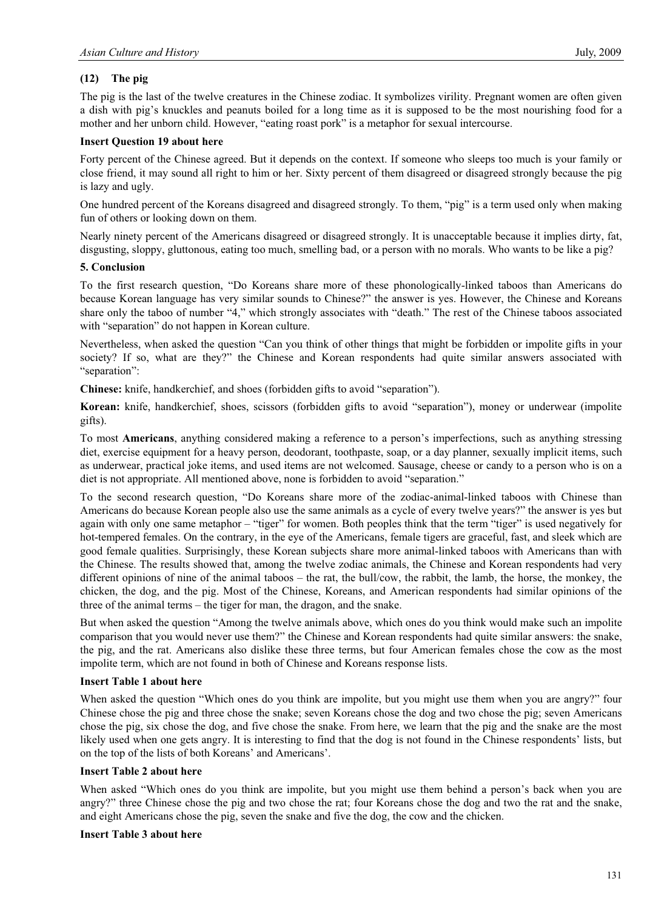### (12) The pig

The pig is the last of the twelve creatures in the Chinese zodiac. It symbolizes virility. Pregnant women are often given a dish with pig's knuckles and peanuts boiled for a long time as it is supposed to be the most nourishing food for a mother and her unborn child. However, "eating roast pork" is a metaphor for sexual intercourse.

**Insert Question 19 about here**

Forty percent of the Chinese agreed. But it depends on the context. If someone who sleeps too much is your family or close friend, it may sound all right to him or her. Sixty percent of them disagreed or disagreed strongly because the pig is lazy and ugly.

One hundred percent of the Koreans disagreed and disagreed strongly. To them, "pig" is a term used only when making fun of others or looking down on them.

Nearly ninety percent of the Americans disagreed or disagreed strongly. It is unacceptable because it implies dirty, fat, disgusting, sloppy, gluttonous, eating too much, smelling bad, or a person with no morals. Who wants to be like a pig?

## 5. Conclusion

To the first research question, "Do Koreans share more of these phonologically-linked taboos than Americans do because Korean language has very similar sounds to Chinese?" the answer is yes. However, the Chinese and Koreans share only the taboo of number "4," which strongly associates with "death." The rest of the Chinese taboos associated with "separation" do not happen in Korean culture.

Nevertheless, when asked the question "Can you think of other things that might be forbidden or impolite gifts in your society? If so, what are they?" the Chinese and Korean respondents had quite similar answers associated with "separation":

**Chinese:** knife, handkerchief, and shoes (forbidden gifts to avoid "separation").

**Korean:** knife, handkerchief, shoes, scissors (forbidden gifts to avoid "separation"), money or underwear (impolite gifts).

To most **Americans**, anything considered making a reference to a person's imperfections, such as anything stressing diet, exercise equipment for a heavy person, deodorant, toothpaste, soap, or a day planner, sexually implicit items, such as underwear, practical joke items, and used items are not welcomed. Sausage, cheese or candy to a person who is on a diet is not appropriate. All mentioned above, none is forbidden to avoid "separation."

To the second research question, "Do Koreans share more of the zodiac-animal-linked taboos with Chinese than Americans do because Korean people also use the same animals as a cycle of every twelve years?" the answer is yes but again with only one same metaphor – "tiger" for women. Both peoples think that the term "tiger" is used negatively for hot-tempered females. On the contrary, in the eye of the Americans, female tigers are graceful, fast, and sleek which are good female qualities. Surprisingly, these Korean subjects share more animal-linked taboos with Americans than with the Chinese. The results showed that, among the twelve zodiac animals, the Chinese and Korean respondents had very different opinions of nine of the animal taboos – the rat, the bull/cow, the rabbit, the lamb, the horse, the monkey, the chicken, the dog, and the pig. Most of the Chinese, Koreans, and American respondents had similar opinions of the three of the animal terms – the tiger for man, the dragon, and the snake.

But when asked the question "Among the twelve animals above, which ones do you think would make such an impolite comparison that you would never use them?" the Chinese and Korean respondents had quite similar answers: the snake, the pig, and the rat. Americans also dislike these three terms, but four American females chose the cow as the most impolite term, which are not found in both of Chinese and Koreans response lists.

**Insert Table 1 about here**

When asked the question "Which ones do you think are impolite, but you might use them when you are angry?" four Chinese chose the pig and three chose the snake; seven Koreans chose the dog and two chose the pig; seven Americans chose the pig, six chose the dog, and five chose the snake. From here, we learn that the pig and the snake are the most likely used when one gets angry. It is interesting to find that the dog is not found in the Chinese respondents' lists, but on the top of the lists of both Koreans' and Americans'.

**Insert Table 2 about here**

When asked "Which ones do you think are impolite, but you might use them behind a person's back when you are angry?" three Chinese chose the pig and two chose the rat; four Koreans chose the dog and two the rat and the snake, and eight Americans chose the pig, seven the snake and five the dog, the cow and the chicken.

**Insert Table 3 about here**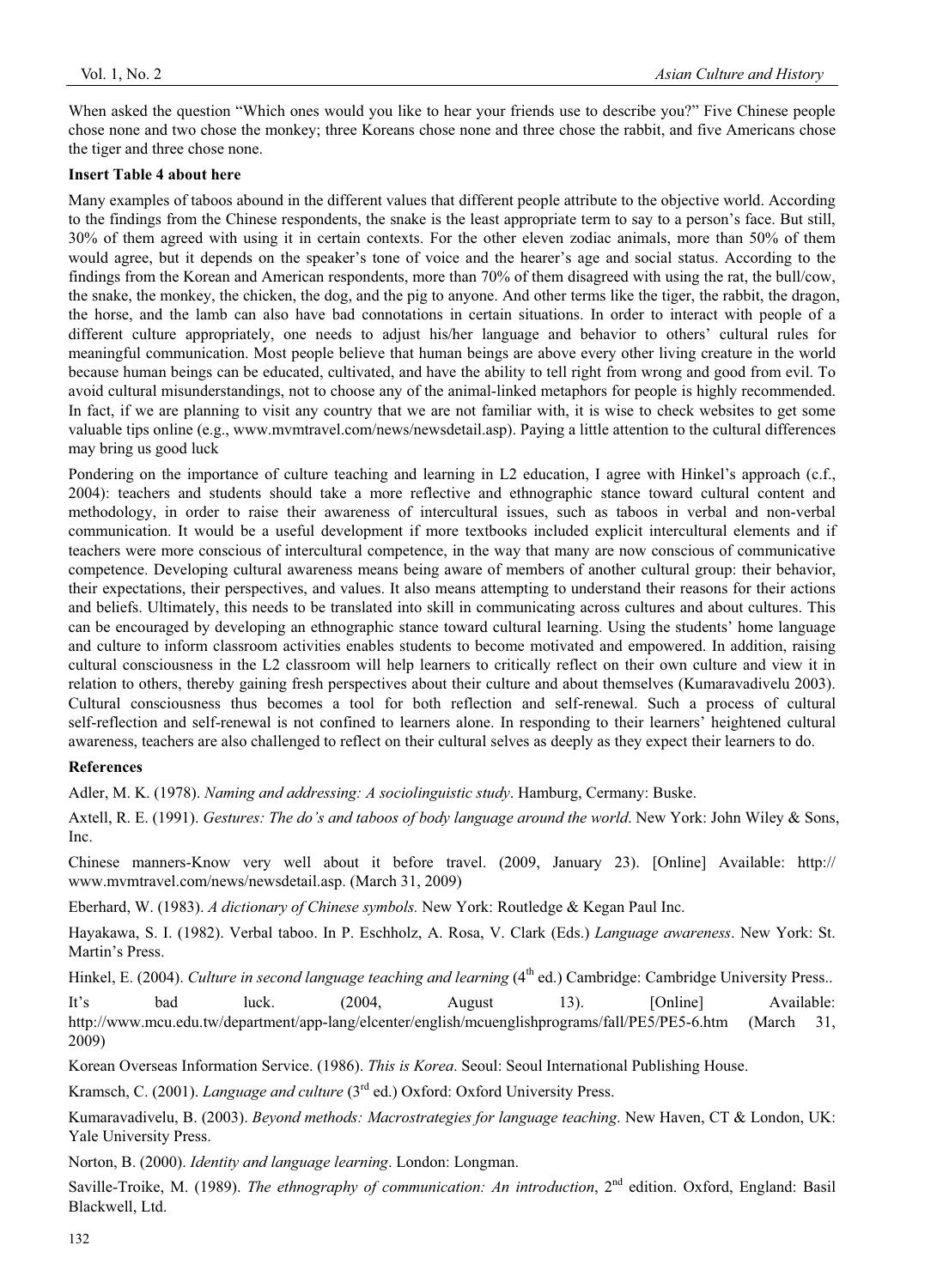When asked the question "Which ones would you like to hear your friends use to describe you?" Five Chinese people chose none and two chose the monkey; three Koreans chose none and three chose the rabbit, and five Americans chose the tiger and three chose none.

**Insert Table 4 about here**

Many examples of taboos abound in the different values that different people attribute to the objective world. According to the findings from the Chinese respondents, the snake is the least appropriate term to say to a person's face. But still, 30% of them agreed with using it in certain contexts. For the other eleven zodiac animals, more than 50% of them would agree, but it depends on the speaker's tone of voice and the hearer's age and social status. According to the findings from the Korean and American respondents, more than 70% of them disagreed with using the rat, the bull/cow, the snake, the monkey, the chicken, the dog, and the pig to anyone. And other terms like the tiger, the rabbit, the dragon, the horse, and the lamb can also have bad connotations in certain situations. In order to interact with people of a different culture appropriately, one needs to adjust his/her language and behavior to others' cultural rules for meaningful communication. Most people believe that human beings are above every other living creature in the world because human beings can be educated, cultivated, and have the ability to tell right from wrong and good from evil. To avoid cultural misunderstandings, not to choose any of the animal-linked metaphors for people is highly recommended. In fact, if we are planning to visit any country that we are not familiar with, it is wise to check websites to get some valuable tips online (e.g., www.mvmtravel.com/news/newsdetail.asp). Paying a little attention to the cultural differences may bring us good luck

Pondering on the importance of culture teaching and learning in L2 education, I agree with Hinkel's approach (c.f., 2004): teachers and students should take a more reflective and ethnographic stance toward cultural content and methodology, in order to raise their awareness of intercultural issues, such as taboos in verbal and non-verbal communication. It would be a useful development if more textbooks included explicit intercultural elements and if teachers were more conscious of intercultural competence, in the way that many are now conscious of communicative competence. Developing cultural awareness means being aware of members of another cultural group: their behavior, their expectations, their perspectives, and values. It also means attempting to understand their reasons for their actions and beliefs. Ultimately, this needs to be translated into skill in communicating across cultures and about cultures. This can be encouraged by developing an ethnographic stance toward cultural learning. Using the students' home language and culture to inform classroom activities enables students to become motivated and empowered. In addition, raising cultural consciousness in the L2 classroom will help learners to critically reflect on their own culture and view it in relation to others, thereby gaining fresh perspectives about their culture and about themselves (Kumaravadivelu 2003). Cultural consciousness thus becomes a tool for both reflection and self-renewal. Such a process of cultural self-reflection and self-renewal is not confined to learners alone. In responding to their learners' heightened cultural awareness, teachers are also challenged to reflect on their cultural selves as deeply as they expect their learners to do.

**References**

Adler, M. K. (1978). *Naming and addressing: A sociolinguistic study*. Hamburg, Cermany: Buske.

Axtell, R. E. (1991). *Gestures: The do's and taboos of body language around the world*. New York: John Wiley & Sons, Inc.

Chinese manners-Know very well about it before travel. (2009, January 23). [Online] Available: http:// www.mvmtravel.com/news/newsdetail.asp. (March 31, 2009)

Eberhard, W. (1983). *A dictionary of Chinese symbols.* New York: Routledge & Kegan Paul Inc.

Hayakawa, S. I. (1982). Verbal taboo. In P. Eschholz, A. Rosa, V. Clark (Eds.) *Language awareness*. New York: St. Martin's Press.

Hinkel, E. (2004). *Culture in second language teaching and learning* (4th ed.) Cambridge: Cambridge University Press..

It's bad luck. (2004, August 13). [Online] Available: http://www.mcu.edu.tw/department/app-lang/elcenter/english/mcuenglishprograms/fall/PE5/PE5-6.htm (March 31, 2009)

Korean Overseas Information Service. (1986). *This is Korea*. Seoul: Seoul International Publishing House.

Kramsch, C. (2001). *Language and culture* (3rd ed.) Oxford: Oxford University Press.

Kumaravadivelu, B. (2003). *Beyond methods: Macrostrategies for language teaching*. New Haven, CT & London, UK: Yale University Press.

Norton, B. (2000). *Identity and language learning*. London: Longman.

Saville-Troike, M. (1989). *The ethnography of communication: An introduction*, 2nd edition. Oxford, England: Basil Blackwell, Ltd.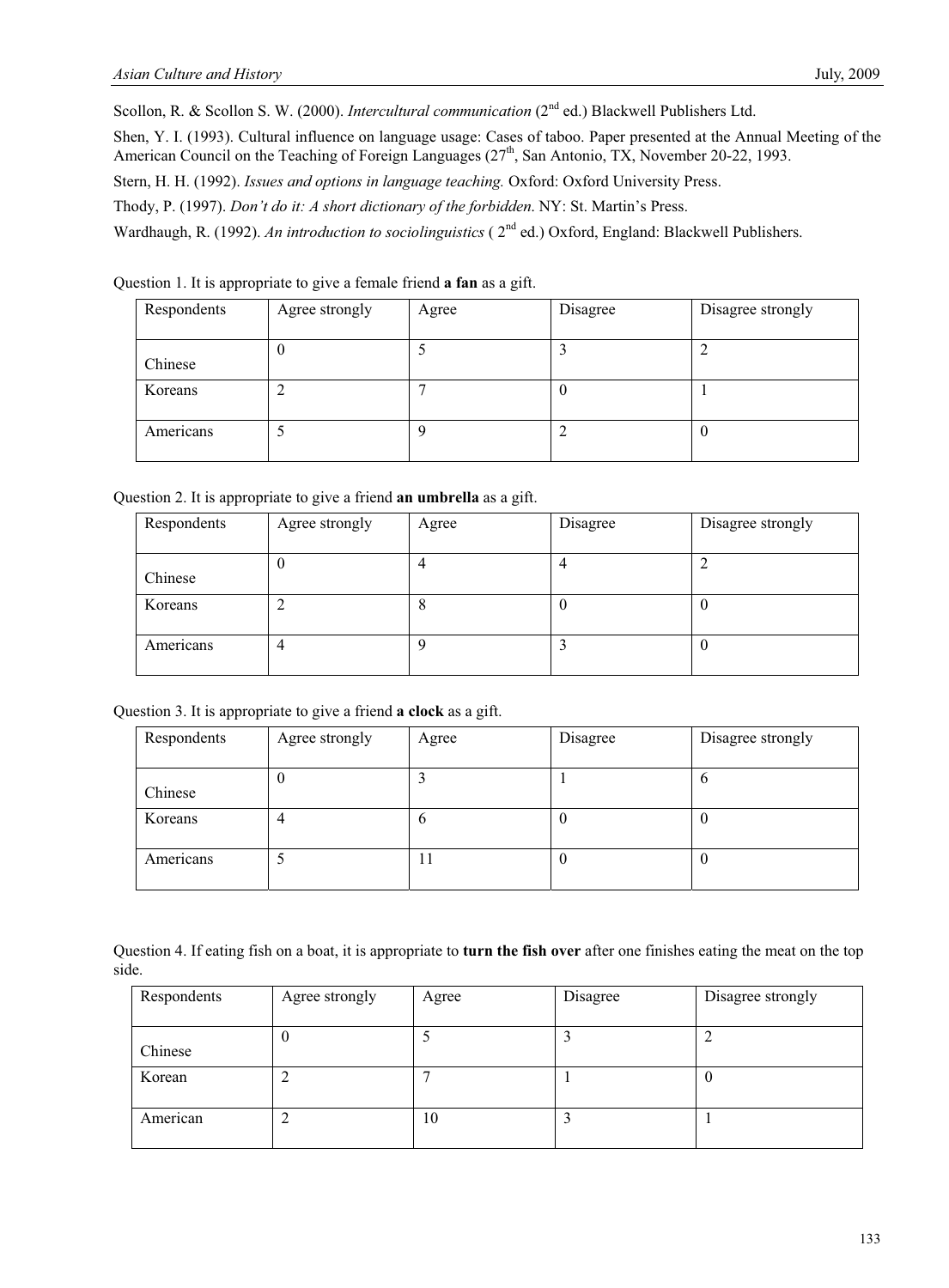Scollon, R. & Scollon S. W. (2000). *Intercultural communication* (2nd ed.) Blackwell Publishers Ltd.

Shen, Y. I. (1993). Cultural influence on language usage: Cases of taboo. Paper presented at the Annual Meeting of the American Council on the Teaching of Foreign Languages (27th, San Antonio, TX, November 20-22, 1993.

Stern, H. H. (1992). *Issues and options in language teaching.* Oxford: Oxford University Press.

Thody, P. (1997). *Don't do it: A short dictionary of the forbidden*. NY: St. Martin's Press.

Wardhaugh, R. (1992). *An introduction to sociolinguistics* ( 2nd ed.) Oxford, England: Blackwell Publishers.

Question 1. It is appropriate to give a female friend **a fan** as a gift.

| Respondents | Agree strongly | Agree | Disagree | Disagree strongly |
|---|---|---|---|---|
| Chinese | 0 | 5 | 3 | 2 |
| Koreans | 2 | 7 | 0 | 1 |
| Americans | 5 | 9 | 2 | 0 |

Question 2. It is appropriate to give a friend **an umbrella** as a gift.

| Respondents | Agree strongly | Agree | Disagree | Disagree strongly |
|---|---|---|---|---|
| Chinese | 0 | 4 | 4 | 2 |
| Koreans | 2 | 8 | 0 | 0 |
| Americans | 4 | 9 | 3 | 0 |

Question 3. It is appropriate to give a friend **a clock** as a gift.

| Respondents | Agree strongly | Agree | Disagree | Disagree strongly |
|---|---|---|---|---|
| Chinese | 0 | 3 | 1 | 6 |
| Koreans | 4 | 6 | 0 | 0 |
| Americans | 5 | 11 | 0 | 0 |

Question 4. If eating fish on a boat, it is appropriate to **turn the fish over** after one finishes eating the meat on the top side.

| Respondents | Agree strongly | Agree | Disagree | Disagree strongly |
|---|---|---|---|---|
| Chinese | 0 | 5 | 3 | 2 |
| Korean | 2 | 7 | 1 | 0 |
| American | 2 | 10 | 3 | 1 |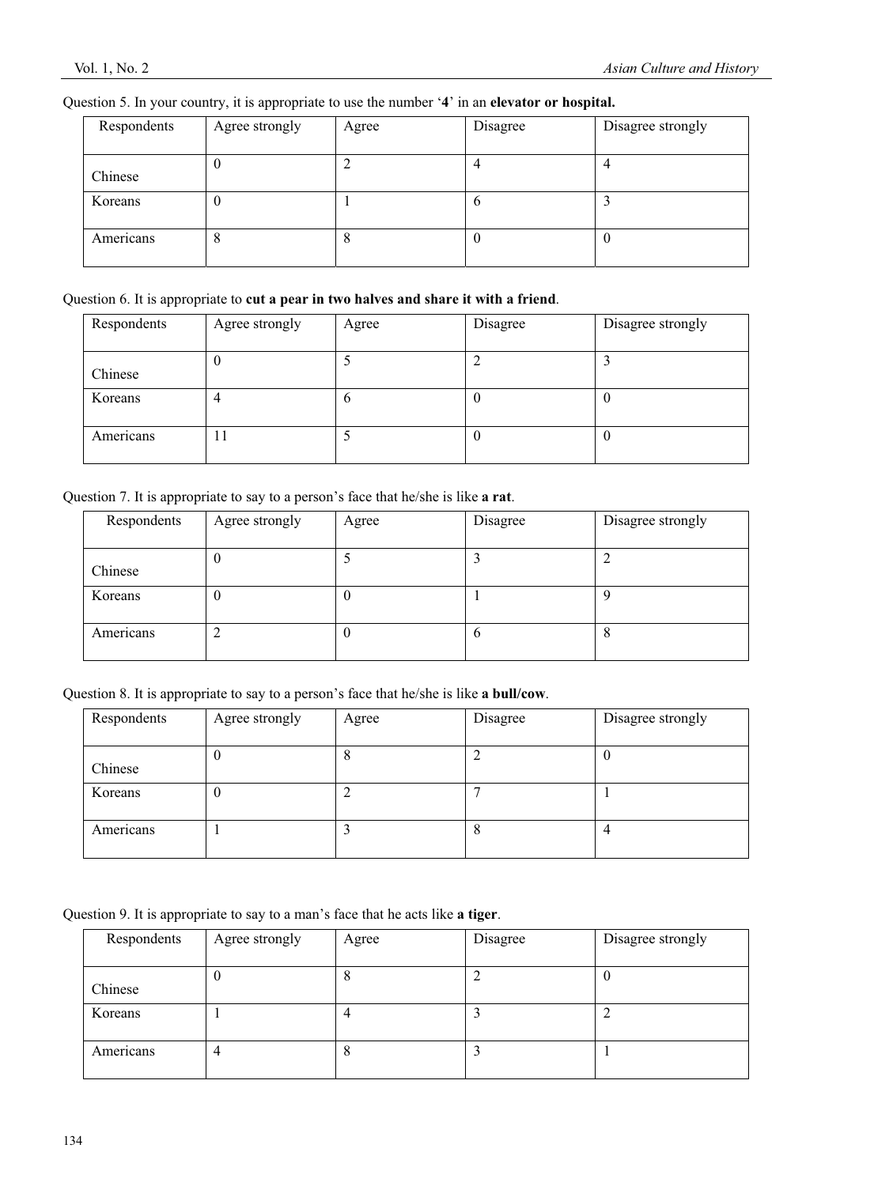Question 5. In your country, it is appropriate to use the number '**4**' in an **elevator or hospital.**

| Respondents | Agree strongly | Agree | Disagree | Disagree strongly |
|---|---|---|---|---|
| Chinese | 0 | 2 | 4 | 4 |
| Koreans | 0 | 1 | 6 | 3 |
| Americans | 8 | 8 | 0 | 0 |

Question 6. It is appropriate to **cut a pear in two halves and share it with a friend**.

| Respondents | Agree strongly | Agree | Disagree | Disagree strongly |
|---|---|---|---|---|
| Chinese | 0 | 5 | 2 | 3 |
| Koreans | 4 | 6 | 0 | 0 |
| Americans | 11 | 5 | 0 | 0 |

Question 7. It is appropriate to say to a person's face that he/she is like **a rat**.

| Respondents | Agree strongly | Agree | Disagree | Disagree strongly |
|---|---|---|---|---|
| Chinese | 0 | 5 | 3 | 2 |
| Koreans | 0 | 0 | 1 | 9 |
| Americans | 2 | 0 | 6 | 8 |

Question 8. It is appropriate to say to a person's face that he/she is like **a bull/cow**.

| Respondents | Agree strongly | Agree | Disagree | Disagree strongly |
|---|---|---|---|---|
| Chinese | 0 | 8 | 2 | 0 |
| Koreans | 0 | 2 | 7 | 1 |
| Americans | 1 | 3 | 8 | 4 |

Question 9. It is appropriate to say to a man's face that he acts like **a tiger**.

| Respondents | Agree strongly | Agree | Disagree | Disagree strongly |
|---|---|---|---|---|
| Chinese | 0 | 8 | 2 | 0 |
| Koreans | 1 | 4 | 3 | 2 |
| Americans | 4 | 8 | 3 | 1 |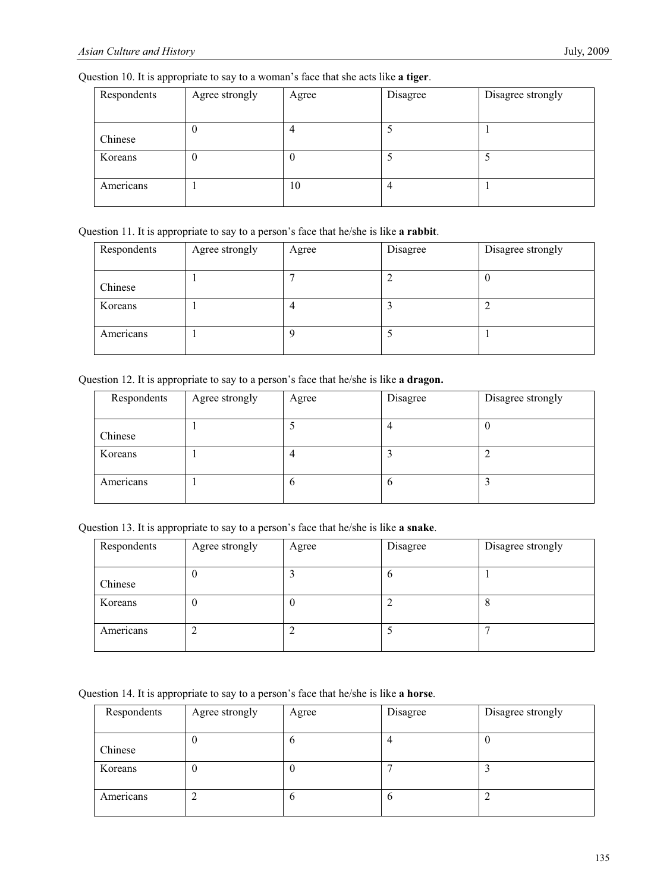Question 10. It is appropriate to say to a woman's face that she acts like **a tiger**.

| Respondents | Agree strongly | Agree | Disagree | Disagree strongly |
|---|---|---|---|---|
| Chinese | 0 | 4 | 5 | 1 |
| Koreans | 0 | 0 | 5 | 5 |
| Americans | 1 | 10 | 4 | 1 |

Question 11. It is appropriate to say to a person's face that he/she is like **a rabbit**.

| Respondents | Agree strongly | Agree | Disagree | Disagree strongly |
|---|---|---|---|---|
| Chinese | 1 | 7 | 2 | 0 |
| Koreans | 1 | 4 | 3 | 2 |
| Americans | 1 | 9 | 5 | 1 |

Question 12. It is appropriate to say to a person's face that he/she is like **a dragon.**

| Respondents | Agree strongly | Agree | Disagree | Disagree strongly |
|---|---|---|---|---|
| Chinese | 1 | 5 | 4 | 0 |
| Koreans | 1 | 4 | 3 | 2 |
| Americans | 1 | 6 | 6 | 3 |

Question 13. It is appropriate to say to a person's face that he/she is like **a snake**.

| Respondents | Agree strongly | Agree | Disagree | Disagree strongly |
|---|---|---|---|---|
| Chinese | 0 | 3 | 6 | 1 |
| Koreans | 0 | 0 | 2 | 8 |
| Americans | 2 | 2 | 5 | 7 |

Question 14. It is appropriate to say to a person's face that he/she is like **a horse**.

| Respondents | Agree strongly | Agree | Disagree | Disagree strongly |
|---|---|---|---|---|
| Chinese | 0 | 6 | 4 | 0 |
| Koreans | 0 | 0 | 7 | 3 |
| Americans | 2 | 6 | 6 | 2 |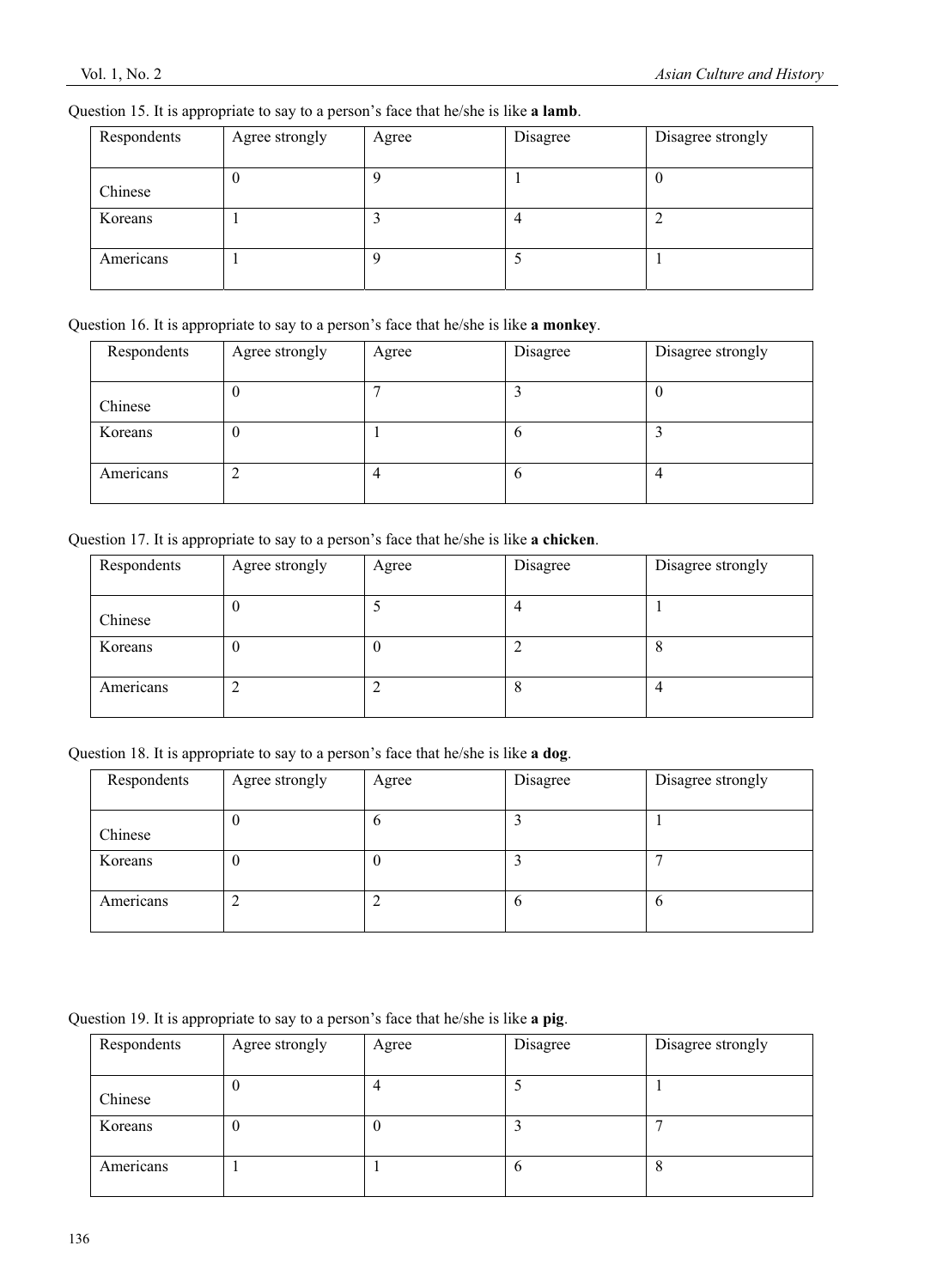Question 15. It is appropriate to say to a person's face that he/she is like **a lamb**.

| Respondents | Agree strongly | Agree | Disagree | Disagree strongly |
|---|---|---|---|---|
| Chinese | 0 | 9 | 1 | 0 |
| Koreans | 1 | 3 | 4 | 2 |
| Americans | 1 | 9 | 5 | 1 |

Question 16. It is appropriate to say to a person's face that he/she is like **a monkey**.

| Respondents | Agree strongly | Agree | Disagree | Disagree strongly |
|---|---|---|---|---|
| Chinese | 0 | 7 | 3 | 0 |
| Koreans | 0 | 1 | 6 | 3 |
| Americans | 2 | 4 | 6 | 4 |

Question 17. It is appropriate to say to a person's face that he/she is like **a chicken**.

| Respondents | Agree strongly | Agree | Disagree | Disagree strongly |
|---|---|---|---|---|
| Chinese | 0 | 5 | 4 | 1 |
| Koreans | 0 | 0 | 2 | 8 |
| Americans | 2 | 2 | 8 | 4 |

Question 18. It is appropriate to say to a person's face that he/she is like **a dog**.

| Respondents | Agree strongly | Agree | Disagree | Disagree strongly |
|---|---|---|---|---|
| Chinese | 0 | 6 | 3 | 1 |
| Koreans | 0 | 0 | 3 | 7 |
| Americans | 2 | 2 | 6 | 6 |

Question 19. It is appropriate to say to a person's face that he/she is like **a pig**.

| Respondents | Agree strongly | Agree | Disagree | Disagree strongly |
|---|---|---|---|---|
| Chinese | 0 | 4 | 5 | 1 |
| Koreans | 0 | 0 | 3 | 7 |
| Americans | 1 | 1 | 6 | 8 |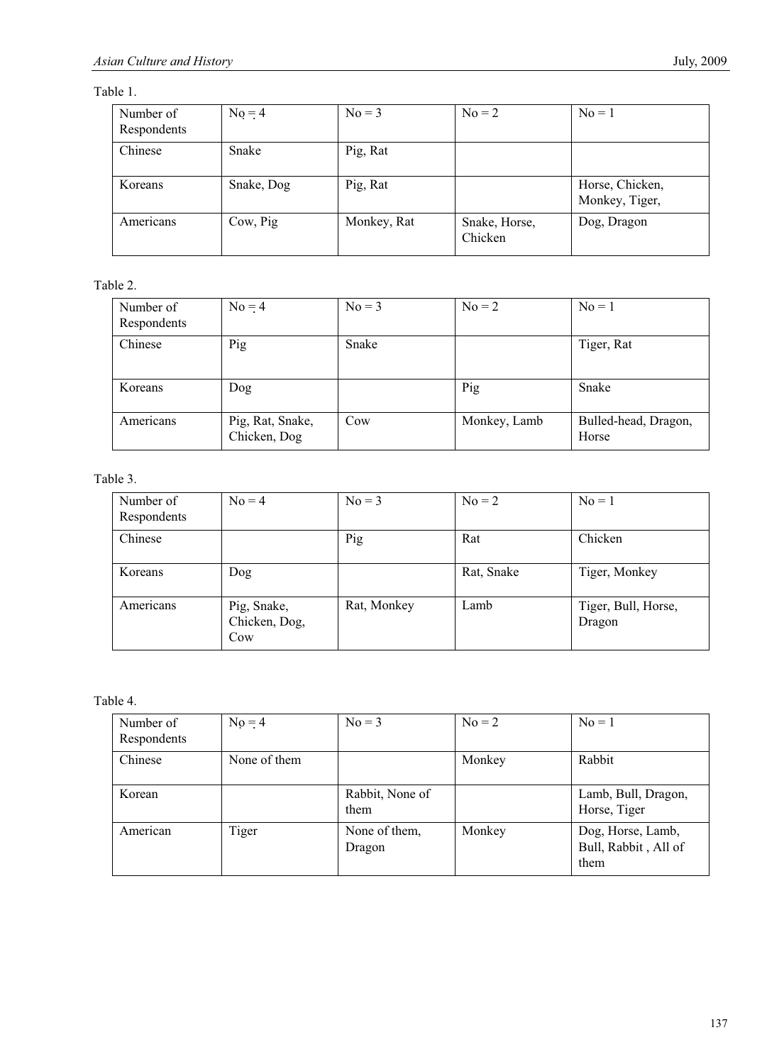Table 1.

| Number of Respondents | No = 4 | No = 3 | No = 2 | No = 1 |
|---|---|---|---|---|
| Chinese | Snake | Pig, Rat | | |
| Koreans | Snake, Dog | Pig, Rat | | Horse, Chicken, Monkey, Tiger, |
| Americans | Cow, Pig | Monkey, Rat | Snake, Horse, Chicken | Dog, Dragon |

Table 2.

| Number of Respondents | No = 4 | No = 3 | No = 2 | No = 1 |
|---|---|---|---|---|
| Chinese | Pig | Snake | | Tiger, Rat |
| Koreans | Dog | | Pig | Snake |
| Americans | Pig, Rat, Snake, Chicken, Dog | Cow | Monkey, Lamb | Bulled-head, Dragon, Horse |

Table 3.

| Number of Respondents | No = 4 | No = 3 | No = 2 | No = 1 |
|---|---|---|---|---|
| Chinese | | Pig | Rat | Chicken |
| Koreans | Dog | | Rat, Snake | Tiger, Monkey |
| Americans | Pig, Snake, Chicken, Dog, Cow | Rat, Monkey | Lamb | Tiger, Bull, Horse, Dragon |

Table 4.

| Number of Respondents | No = 4 | No = 3 | No = 2 | No = 1 |
|---|---|---|---|---|
| Chinese | None of them | | Monkey | Rabbit |
| Korean | | Rabbit, None of them | | Lamb, Bull, Dragon, Horse, Tiger |
| American | Tiger | None of them, Dragon | Monkey | Dog, Horse, Lamb, Bull, Rabbit , All of them |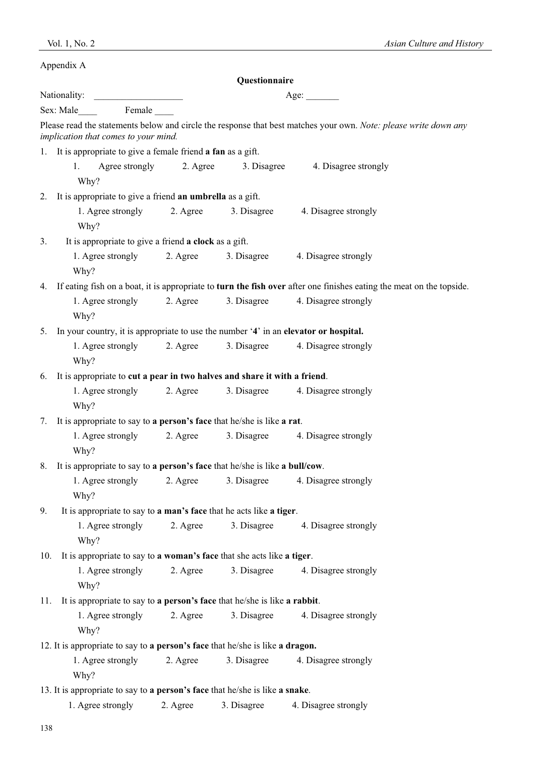Appendix A

**Questionnaire**

Nationality: ___________________ Age: _______

Sex: Male____ Female ____

Please read the statements below and circle the response that best matches your own. *Note: please write down any implication that comes to your mind.*

1. It is appropriate to give a female friend **a fan** as a gift.

   1. Agree strongly 2. Agree 3. Disagree 4. Disagree strongly

   Why?

2. It is appropriate to give a friend **an umbrella** as a gift.

   1. Agree strongly 2. Agree 3. Disagree 4. Disagree strongly

   Why?

3. It is appropriate to give a friend **a clock** as a gift.

   1. Agree strongly 2. Agree 3. Disagree 4. Disagree strongly

   Why?

4. If eating fish on a boat, it is appropriate to **turn the fish over** after one finishes eating the meat on the topside.

   1. Agree strongly 2. Agree 3. Disagree 4. Disagree strongly

   Why?

5. In your country, it is appropriate to use the number '**4**' in an **elevator or hospital.**

   1. Agree strongly 2. Agree 3. Disagree 4. Disagree strongly

   Why?

6. It is appropriate to **cut a pear in two halves and share it with a friend**.

   1. Agree strongly 2. Agree 3. Disagree 4. Disagree strongly

   Why?

7. It is appropriate to say to **a person's face** that he/she is like **a rat**.

   1. Agree strongly 2. Agree 3. Disagree 4. Disagree strongly

   Why?

8. It is appropriate to say to **a person's face** that he/she is like **a bull/cow**.

   1. Agree strongly 2. Agree 3. Disagree 4. Disagree strongly

   Why?

9. It is appropriate to say to **a man's face** that he acts like **a tiger**.

   1. Agree strongly 2. Agree 3. Disagree 4. Disagree strongly

   Why?

10. It is appropriate to say to **a woman's face** that she acts like **a tiger**.

    1. Agree strongly 2. Agree 3. Disagree 4. Disagree strongly

    Why?

11. It is appropriate to say to **a person's face** that he/she is like **a rabbit**.

    1. Agree strongly 2. Agree 3. Disagree 4. Disagree strongly

    Why?

12. It is appropriate to say to **a person's face** that he/she is like **a dragon.**

    1. Agree strongly 2. Agree 3. Disagree 4. Disagree strongly

    Why?

13. It is appropriate to say to **a person's face** that he/she is like **a snake**.

    1. Agree strongly 2. Agree 3. Disagree 4. Disagree strongly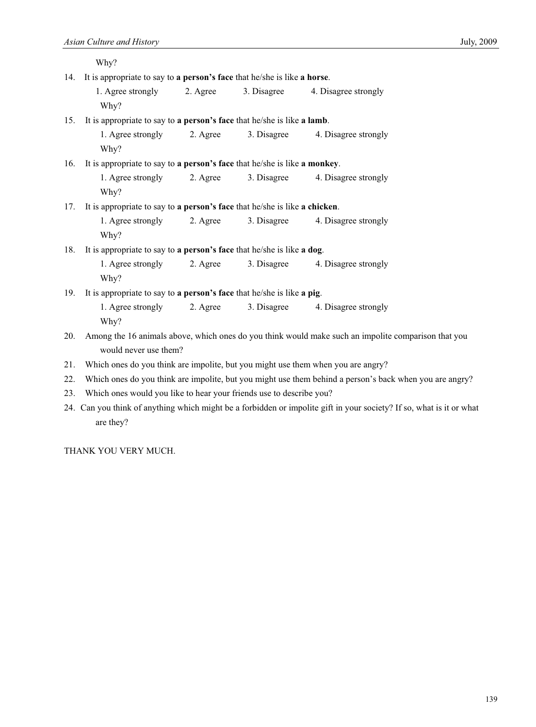Why?

14. It is appropriate to say to **a person's face** that he/she is like **a horse**.

    1. Agree strongly 2. Agree 3. Disagree 4. Disagree strongly

    Why?

15. It is appropriate to say to **a person's face** that he/she is like **a lamb**.

    1. Agree strongly 2. Agree 3. Disagree 4. Disagree strongly

    Why?

16. It is appropriate to say to **a person's face** that he/she is like **a monkey**.

    1. Agree strongly 2. Agree 3. Disagree 4. Disagree strongly

    Why?

17. It is appropriate to say to **a person's face** that he/she is like **a chicken**.

    1. Agree strongly 2. Agree 3. Disagree 4. Disagree strongly

    Why?

18. It is appropriate to say to **a person's face** that he/she is like **a dog**.

    1. Agree strongly 2. Agree 3. Disagree 4. Disagree strongly

    Why?

19. It is appropriate to say to **a person's face** that he/she is like **a pig**.

    1. Agree strongly 2. Agree 3. Disagree 4. Disagree strongly

    Why?

20. Among the 16 animals above, which ones do you think would make such an impolite comparison that you would never use them?
21. Which ones do you think are impolite, but you might use them when you are angry?
22. Which ones do you think are impolite, but you might use them behind a person's back when you are angry?
23. Which ones would you like to hear your friends use to describe you?
24. Can you think of anything which might be a forbidden or impolite gift in your society? If so, what is it or what are they?

THANK YOU VERY MUCH.